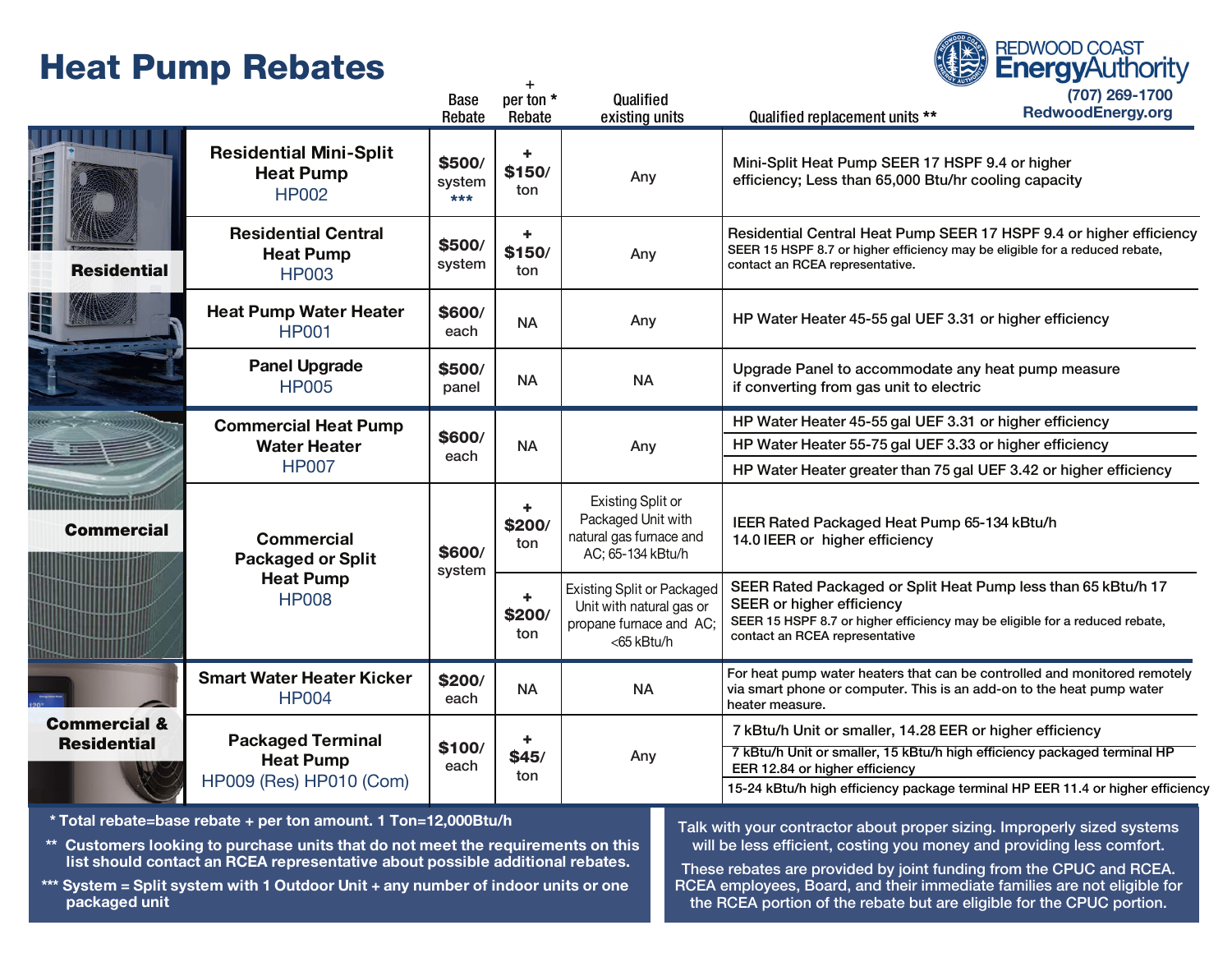# Heat Pump Rebates

**REDWOOD COAST EnergyAuthority**
(707) 269-1700
RedwoodEnergy.org

| Sector | Measure | Base Rebate | + per ton * Rebate | Qualified existing units | Qualified replacement units ** |
|---|---|---|---|---|---|
| Residential | **Residential Mini-Split Heat Pump** HP002 | **$500/** system *** | + **$150/** ton | Any | Mini-Split Heat Pump SEER 17 HSPF 9.4 or higher efficiency; Less than 65,000 Btu/hr cooling capacity |
| Residential | **Residential Central Heat Pump** HP003 | **$500/** system | + **$150/** ton | Any | Residential Central Heat Pump SEER 17 HSPF 9.4 or higher efficiency SEER 15 HSPF 8.7 or higher efficiency may be eligible for a reduced rebate, contact an RCEA representative. |
| Residential | **Heat Pump Water Heater** HP001 | **$600/** each | NA | Any | HP Water Heater 45-55 gal UEF 3.31 or higher efficiency |
| Residential | **Panel Upgrade** HP005 | **$500/** panel | NA | NA | Upgrade Panel to accommodate any heat pump measure if converting from gas unit to electric |
| Commercial | **Commercial Heat Pump Water Heater** HP007 | **$600/** each | NA | Any | HP Water Heater 45-55 gal UEF 3.31 or higher efficiency |
| | | | | | HP Water Heater 55-75 gal UEF 3.33 or higher efficiency |
| | | | | | HP Water Heater greater than 75 gal UEF 3.42 or higher efficiency |
| Commercial | **Commercial Packaged or Split Heat Pump** HP008 | **$600/** system | + **$200/** ton | Existing Split or Packaged Unit with natural gas furnace and AC; 65-134 kBtu/h | IEER Rated Packaged Heat Pump 65-134 kBtu/h 14.0 IEER or higher efficiency |
| | | | + **$200/** ton | Existing Split or Packaged Unit with natural gas or propane furnace and AC; <65 kBtu/h | SEER Rated Packaged or Split Heat Pump less than 65 kBtu/h 17 SEER or higher efficiency SEER 15 HSPF 8.7 or higher efficiency may be eligible for a reduced rebate, contact an RCEA representative |
| Commercial & Residential | **Smart Water Heater Kicker** HP004 | **$200/** each | NA | NA | For heat pump water heaters that can be controlled and monitored remotely via smart phone or computer. This is an add-on to the heat pump water heater measure. |
| Commercial & Residential | **Packaged Terminal Heat Pump** HP009 (Res) HP010 (Com) | **$100/** each | + **$45/** ton | Any | 7 kBtu/h Unit or smaller, 14.28 EER or higher efficiency |
| | | | | | 7 kBtu/h Unit or smaller, 15 kBtu/h high efficiency packaged terminal HP EER 12.84 or higher efficiency |
| | | | | | 15-24 kBtu/h high efficiency package terminal HP EER 11.4 or higher efficiency |

\* Total rebate=base rebate + per ton amount. 1 Ton=12,000Btu/h

\*\* Customers looking to purchase units that do not meet the requirements on this list should contact an RCEA representative about possible additional rebates.

\*\*\* System = Split system with 1 Outdoor Unit + any number of indoor units or one packaged unit

Talk with your contractor about proper sizing. Improperly sized systems will be less efficient, costing you money and providing less comfort.

These rebates are provided by joint funding from the CPUC and RCEA. RCEA employees, Board, and their immediate families are not eligible for the RCEA portion of the rebate but are eligible for the CPUC portion.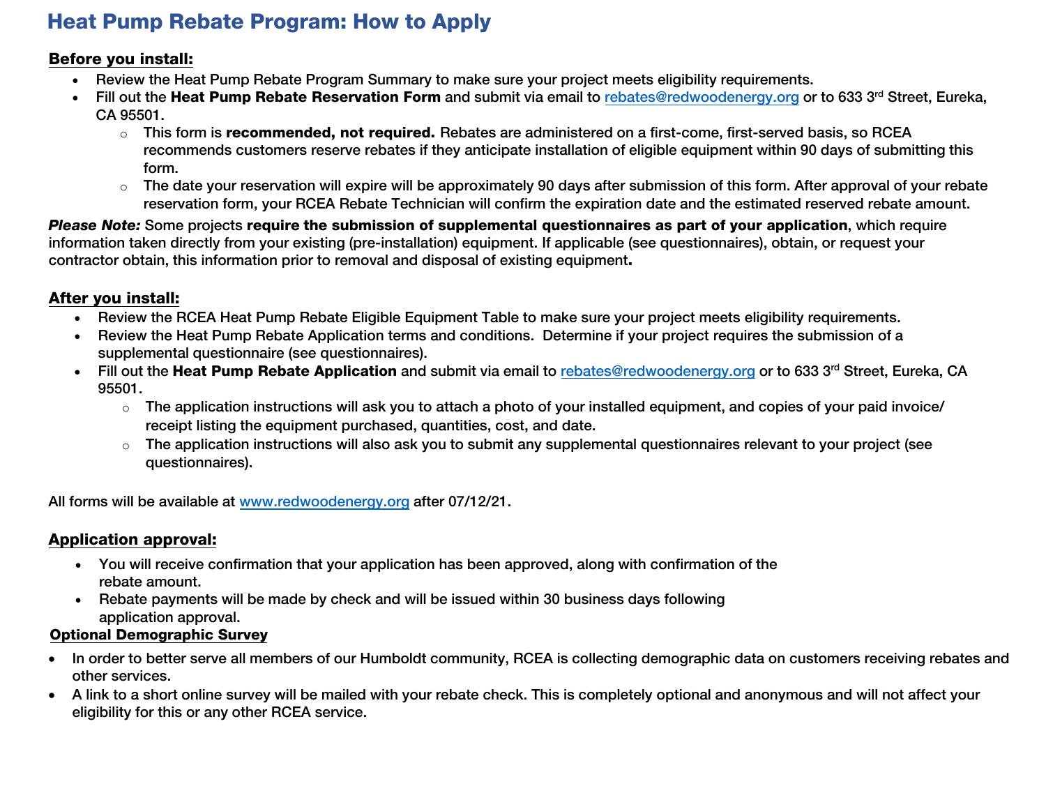# Heat Pump Rebate Program: How to Apply

## Before you install:

- Review the Heat Pump Rebate Program Summary to make sure your project meets eligibility requirements.
- Fill out the **Heat Pump Rebate Reservation Form** and submit via email to rebates@redwoodenergy.org or to 633 3rd Street, Eureka, CA 95501.
  - This form is **recommended, not required.** Rebates are administered on a first-come, first-served basis, so RCEA recommends customers reserve rebates if they anticipate installation of eligible equipment within 90 days of submitting this form.
  - The date your reservation will expire will be approximately 90 days after submission of this form. After approval of your rebate reservation form, your RCEA Rebate Technician will confirm the expiration date and the estimated reserved rebate amount.

***Please Note:*** Some projects **require the submission of supplemental questionnaires as part of your application**, which require information taken directly from your existing (pre-installation) equipment. If applicable (see questionnaires), obtain, or request your contractor obtain, this information prior to removal and disposal of existing equipment**.**

## After you install:

- Review the RCEA Heat Pump Rebate Eligible Equipment Table to make sure your project meets eligibility requirements.
- Review the Heat Pump Rebate Application terms and conditions. Determine if your project requires the submission of a supplemental questionnaire (see questionnaires).
- Fill out the **Heat Pump Rebate Application** and submit via email to rebates@redwoodenergy.org or to 633 3rd Street, Eureka, CA 95501.
  - The application instructions will ask you to attach a photo of your installed equipment, and copies of your paid invoice/ receipt listing the equipment purchased, quantities, cost, and date.
  - The application instructions will also ask you to submit any supplemental questionnaires relevant to your project (see questionnaires).

All forms will be available at www.redwoodenergy.org after 07/12/21.

## Application approval:

- You will receive confirmation that your application has been approved, along with confirmation of the rebate amount.
- Rebate payments will be made by check and will be issued within 30 business days following application approval.

## Optional Demographic Survey

- In order to better serve all members of our Humboldt community, RCEA is collecting demographic data on customers receiving rebates and other services.
- A link to a short online survey will be mailed with your rebate check. This is completely optional and anonymous and will not affect your eligibility for this or any other RCEA service.